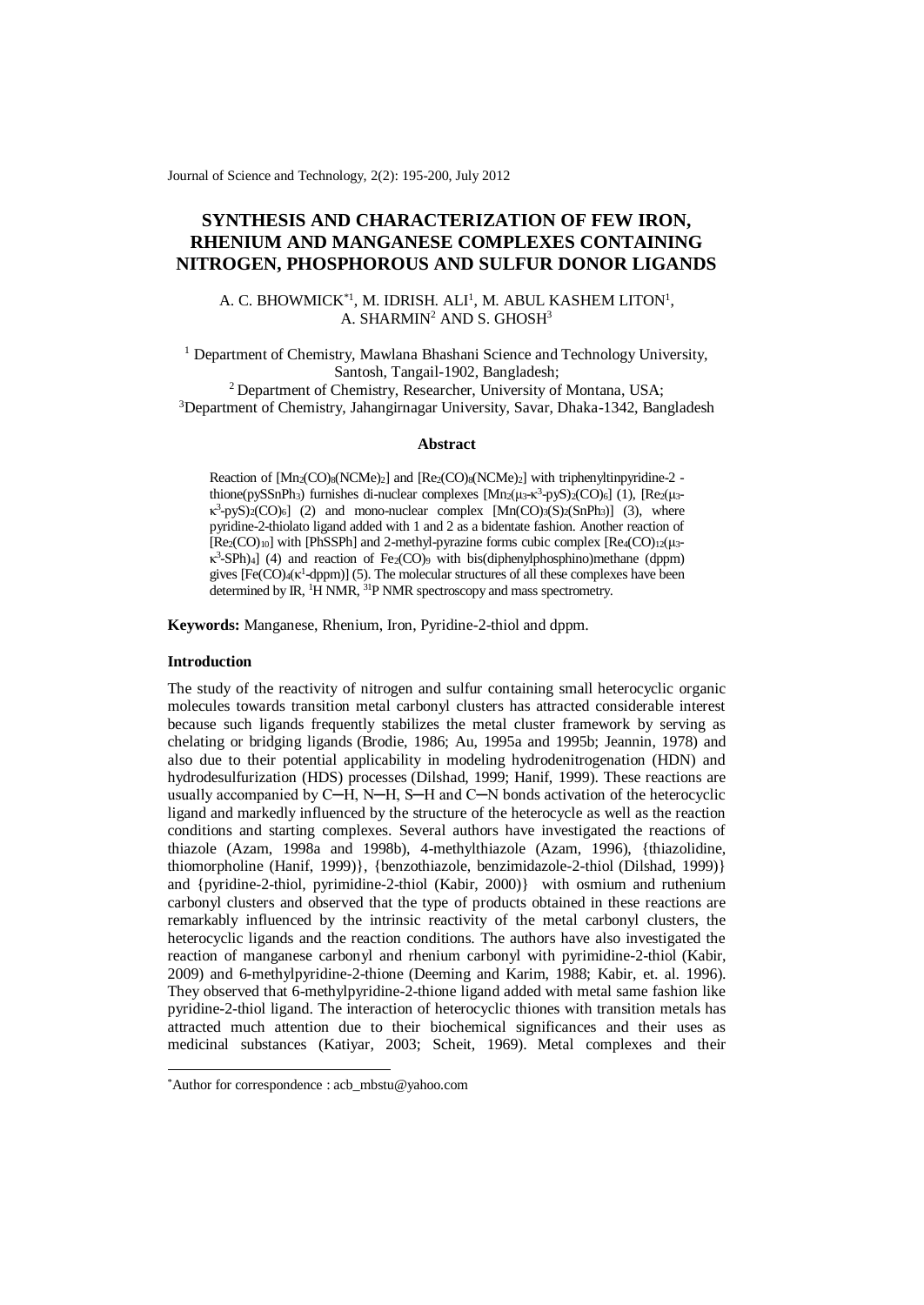# SYNTHESIS AND CHARACTERIZATION OF FEW IRON, RHENIUM AND MANGANESE COMPLEXES CONTAINING NITROGEN, PHOSPHOROUS AND SULFUR DONOR LIGANDS

A. C. BHOWMICK[*1], M. IDRISH. ALI[1], M. ABUL KASHEM LITON[1], A. SHARMIN[2] AND S. GHOSH[3]

[1] Department of Chemistry, Mawlana Bhashani Science and Technology University, Santosh, Tangail-1902, Bangladesh;
[2] Department of Chemistry, Researcher, University of Montana, USA;
[3] Department of Chemistry, Jahangirnagar University, Savar, Dhaka-1342, Bangladesh

### Abstract

Reaction of $[Mn_2(CO)_8(NCMe)_2]$ and $[Re_2(CO)_8(NCMe)_2]$ with triphenyltinpyridine-2 -thione(pySSnPh$_3$) furnishes di-nuclear complexes $[Mn_2(\mu_3\text{-}\kappa^3\text{-pyS})_2(CO)_6]$ (1), $[Re_2(\mu_3\text{-}\kappa^3\text{-pyS})_2(CO)_6]$ (2) and mono-nuclear complex $[Mn(CO)_3(S)_2(SnPh_3)]$ (3), where pyridine-2-thiolato ligand added with 1 and 2 as a bidentate fashion. Another reaction of $[Re_2(CO)_{10}]$ with [PhSSPh] and 2-methyl-pyrazine forms cubic complex $[Re_4(CO)_{12}(\mu_3\text{-}\kappa^3\text{-SPh})_4]$ (4) and reaction of $Fe_2(CO)_9$ with bis(diphenylphosphino)methane (dppm) gives $[Fe(CO)_4(\kappa^1\text{-dppm})]$ (5). The molecular structures of all these complexes have been determined by IR, $^1$H NMR, $^{31}$P NMR spectroscopy and mass spectrometry.

**Keywords:** Manganese, Rhenium, Iron, Pyridine-2-thiol and dppm.

### Introduction

The study of the reactivity of nitrogen and sulfur containing small heterocyclic organic molecules towards transition metal carbonyl clusters has attracted considerable interest because such ligands frequently stabilizes the metal cluster framework by serving as chelating or bridging ligands (Brodie, 1986; Au, 1995a and 1995b; Jeannin, 1978) and also due to their potential applicability in modeling hydrodenitrogenation (HDN) and hydrodesulfurization (HDS) processes (Dilshad, 1999; Hanif, 1999). These reactions are usually accompanied by C─H, N─H, S─H and C─N bonds activation of the heterocyclic ligand and markedly influenced by the structure of the heterocycle as well as the reaction conditions and starting complexes. Several authors have investigated the reactions of thiazole (Azam, 1998a and 1998b), 4-methylthiazole (Azam, 1996), {thiazolidine, thiomorpholine (Hanif, 1999)}, {benzothiazole, benzimidazole-2-thiol (Dilshad, 1999)} and {pyridine-2-thiol, pyrimidine-2-thiol (Kabir, 2000)} with osmium and ruthenium carbonyl clusters and observed that the type of products obtained in these reactions are remarkably influenced by the intrinsic reactivity of the metal carbonyl clusters, the heterocyclic ligands and the reaction conditions. The authors have also investigated the reaction of manganese carbonyl and rhenium carbonyl with pyrimidine-2-thiol (Kabir, 2009) and 6-methylpyridine-2-thione (Deeming and Karim, 1988; Kabir, et. al. 1996). They observed that 6-methylpyridine-2-thione ligand added with metal same fashion like pyridine-2-thiol ligand. The interaction of heterocyclic thiones with transition metals has attracted much attention due to their biochemical significances and their uses as medicinal substances (Katiyar, 2003; Scheit, 1969). Metal complexes and their

[*]Author for correspondence : acb_mbstu@yahoo.com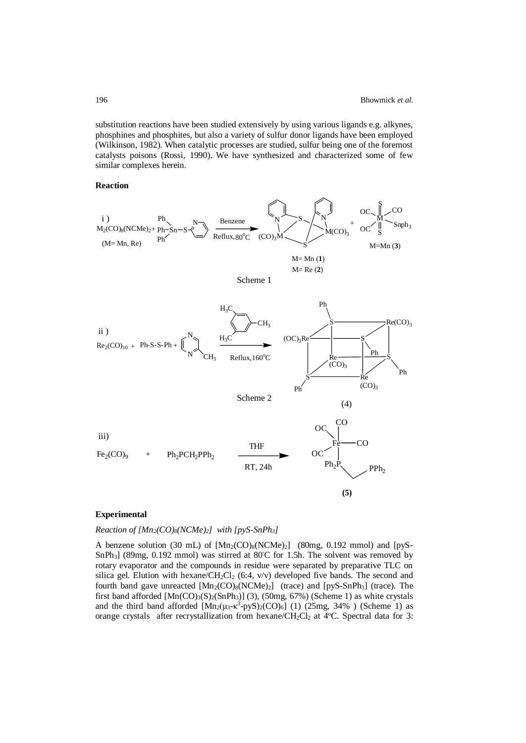substitution reactions have been studied extensively by using various ligands e.g. alkynes, phosphines and phosphites, but also a variety of sulfur donor ligands have been employed (Wilkinson, 1982). When catalytic processes are studied, sulfur being one of the foremost catalysts poisons (Rossi, 1990). We have synthesized and characterized some of few similar complexes herein.

**Reaction**

i) $M_2(CO)_8(NCMe)_2$ + $Ph_3Sn$–S–py (M= Mn, Re) → (Benzene, Reflux, 80°C) M= Mn (**1**), M= Re (**2**) + M=Mn (**3**)

Scheme 1

ii) $Re_2(CO)_{10}$ + Ph-S-S-Ph + methylpyrazine → (mesitylene, Reflux, 160°C) (**4**)

Scheme 2

iii) $Fe_2(CO)_9$ + $Ph_2PCH_2PPh_2$ → (THF, RT, 24h) (**5**)

## Experimental

*Reaction of $[Mn_2(CO)_8(NCMe)_2]$ with $[pyS\text{-}SnPh_3]$*

A benzene solution (30 mL) of $[Mn_2(CO)_8(NCMe)_2]$ (80mg, 0.192 mmol) and $[pyS\text{-}SnPh_3]$ (89mg, 0.192 mmol) was stirred at 80°C for 1.5h. The solvent was removed by rotary evaporator and the compounds in residue were separated by preparative TLC on silica gel. Elution with hexane/$CH_2Cl_2$ (6:4, v/v) developed five bands. The second and fourth band gave unreacted $[Mn_2(CO)_8(NCMe)_2]$ (trace) and $[pyS\text{-}SnPh_3]$ (trace). The first band afforded $[Mn(CO)_3(S)_2(SnPh_3)]$ (3), (50mg, 67%) (Scheme 1) as white crystals and the third band afforded $[Mn_2(\mu_3\text{-}\kappa^3\text{-}pyS)_2(CO)_6]$ (1) (25mg, 34% ) (Scheme 1) as orange crystals after recrystallization from hexane/$CH_2Cl_2$ at 4°C. Spectral data for 3: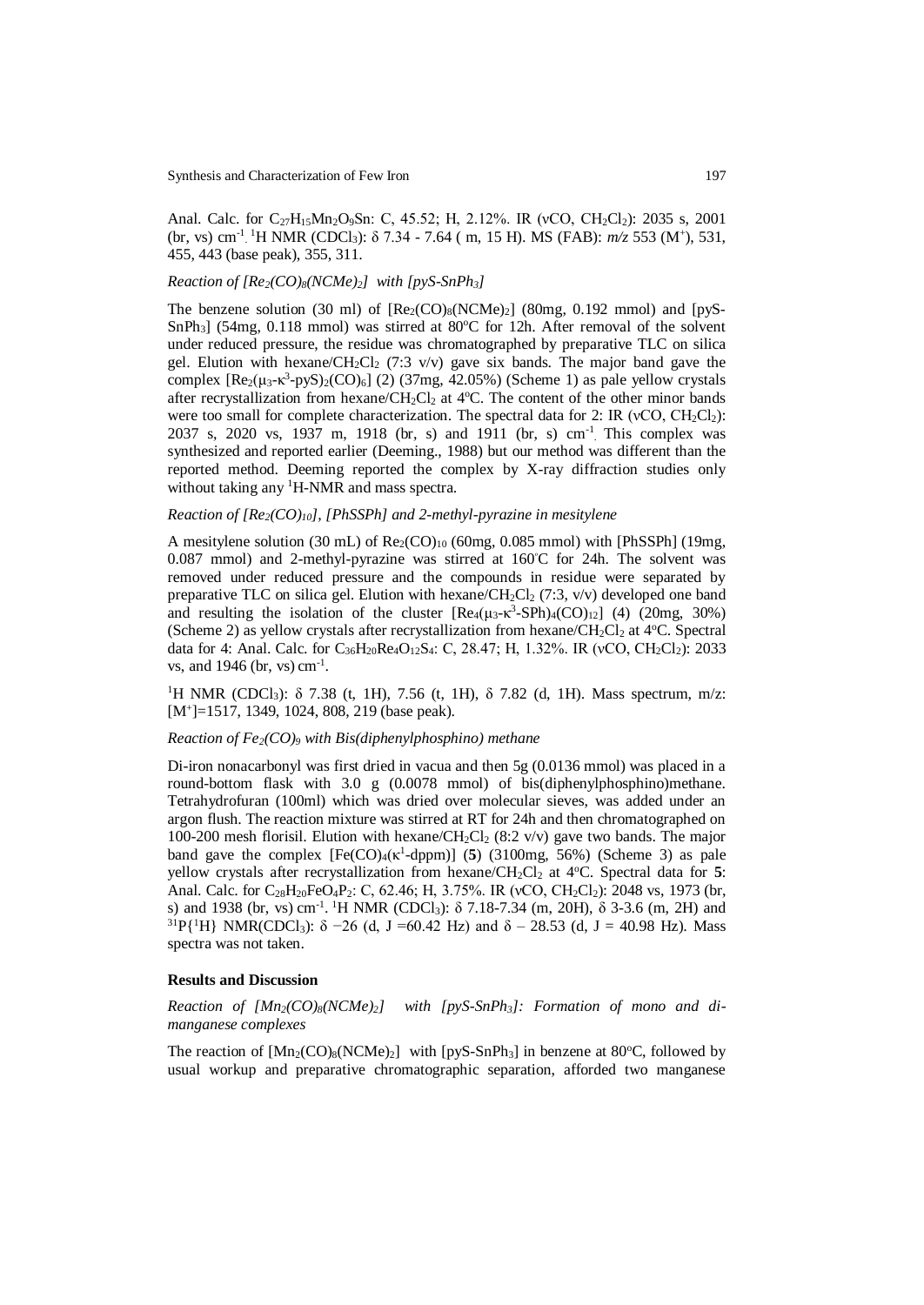Anal. Calc. for $C_{27}H_{15}Mn_2O_9Sn$: C, 45.52; H, 2.12%. IR (νCO, $CH_2Cl_2$): 2035 s, 2001 (br, vs) $cm^{-1}$. $^1H$ NMR ($CDCl_3$): δ 7.34 - 7.64 ( m, 15 H). MS (FAB): *m/z* 553 ($M^+$), 531, 455, 443 (base peak), 355, 311.

*Reaction of $[Re_2(CO)_8(NCMe)_2]$ with [pyS-$SnPh_3$]*

The benzene solution (30 ml) of $[Re_2(CO)_8(NCMe)_2]$ (80mg, 0.192 mmol) and [pyS-$SnPh_3$] (54mg, 0.118 mmol) was stirred at 80°C for 12h. After removal of the solvent under reduced pressure, the residue was chromatographed by preparative TLC on silica gel. Elution with hexane/$CH_2Cl_2$ (7:3 v/v) gave six bands. The major band gave the complex $[Re_2(\mu_3\text{-}\kappa^3\text{-pyS})_2(CO)_6]$ (2) (37mg, 42.05%) (Scheme 1) as pale yellow crystals after recrystallization from hexane/$CH_2Cl_2$ at 4°C. The content of the other minor bands were too small for complete characterization. The spectral data for 2: IR (νCO, $CH_2Cl_2$): 2037 s, 2020 vs, 1937 m, 1918 (br, s) and 1911 (br, s) $cm^{-1}$. This complex was synthesized and reported earlier (Deeming., 1988) but our method was different than the reported method. Deeming reported the complex by X-ray diffraction studies only without taking any $^1H$-NMR and mass spectra.

*Reaction of $[Re_2(CO)_{10}]$, [PhSSPh] and 2-methyl-pyrazine in mesitylene*

A mesitylene solution (30 mL) of $Re_2(CO)_{10}$ (60mg, 0.085 mmol) with [PhSSPh] (19mg, 0.087 mmol) and 2-methyl-pyrazine was stirred at 160°C for 24h. The solvent was removed under reduced pressure and the compounds in residue were separated by preparative TLC on silica gel. Elution with hexane/$CH_2Cl_2$ (7:3, v/v) developed one band and resulting the isolation of the cluster $[Re_4(\mu_3\text{-}\kappa^3\text{-SPh})_4(CO)_{12}]$ (4) (20mg, 30%) (Scheme 2) as yellow crystals after recrystallization from hexane/$CH_2Cl_2$ at 4°C. Spectral data for 4: Anal. Calc. for $C_{36}H_{20}Re_4O_{12}S_4$: C, 28.47; H, 1.32%. IR (νCO, $CH_2Cl_2$): 2033 vs, and 1946 (br, vs) $cm^{-1}$.

$^1H$ NMR ($CDCl_3$): δ 7.38 (t, 1H), 7.56 (t, 1H), δ 7.82 (d, 1H). Mass spectrum, m/z: [$M^+$]=1517, 1349, 1024, 808, 219 (base peak).

*Reaction of $Fe_2(CO)_9$ with Bis(diphenylphosphino) methane*

Di-iron nonacarbonyl was first dried in vacua and then 5g (0.0136 mmol) was placed in a round-bottom flask with 3.0 g (0.0078 mmol) of bis(diphenylphosphino)methane. Tetrahydrofuran (100ml) which was dried over molecular sieves, was added under an argon flush. The reaction mixture was stirred at RT for 24h and then chromatographed on 100-200 mesh florisil. Elution with hexane/$CH_2Cl_2$ (8:2 v/v) gave two bands. The major band gave the complex $[Fe(CO)_4(\kappa^1\text{-dppm})]$ (**5**) (3100mg, 56%) (Scheme 3) as pale yellow crystals after recrystallization from hexane/$CH_2Cl_2$ at 4°C. Spectral data for **5**: Anal. Calc. for $C_{28}H_{20}FeO_4P_2$: C, 62.46; H, 3.75%. IR (νCO, $CH_2Cl_2$): 2048 vs, 1973 (br, s) and 1938 (br, vs) $cm^{-1}$. $^1H$ NMR ($CDCl_3$): δ 7.18-7.34 (m, 20H), δ 3-3.6 (m, 2H) and $^{31}P\{^1H\}$ NMR($CDCl_3$): δ −26 (d, J =60.42 Hz) and δ – 28.53 (d, J = 40.98 Hz). Mass spectra was not taken.

## Results and Discussion

*Reaction of $[Mn_2(CO)_8(NCMe)_2]$ with [pyS-$SnPh_3$]: Formation of mono and di-manganese complexes*

The reaction of $[Mn_2(CO)_8(NCMe)_2]$ with [pyS-$SnPh_3$] in benzene at 80°C, followed by usual workup and preparative chromatographic separation, afforded two manganese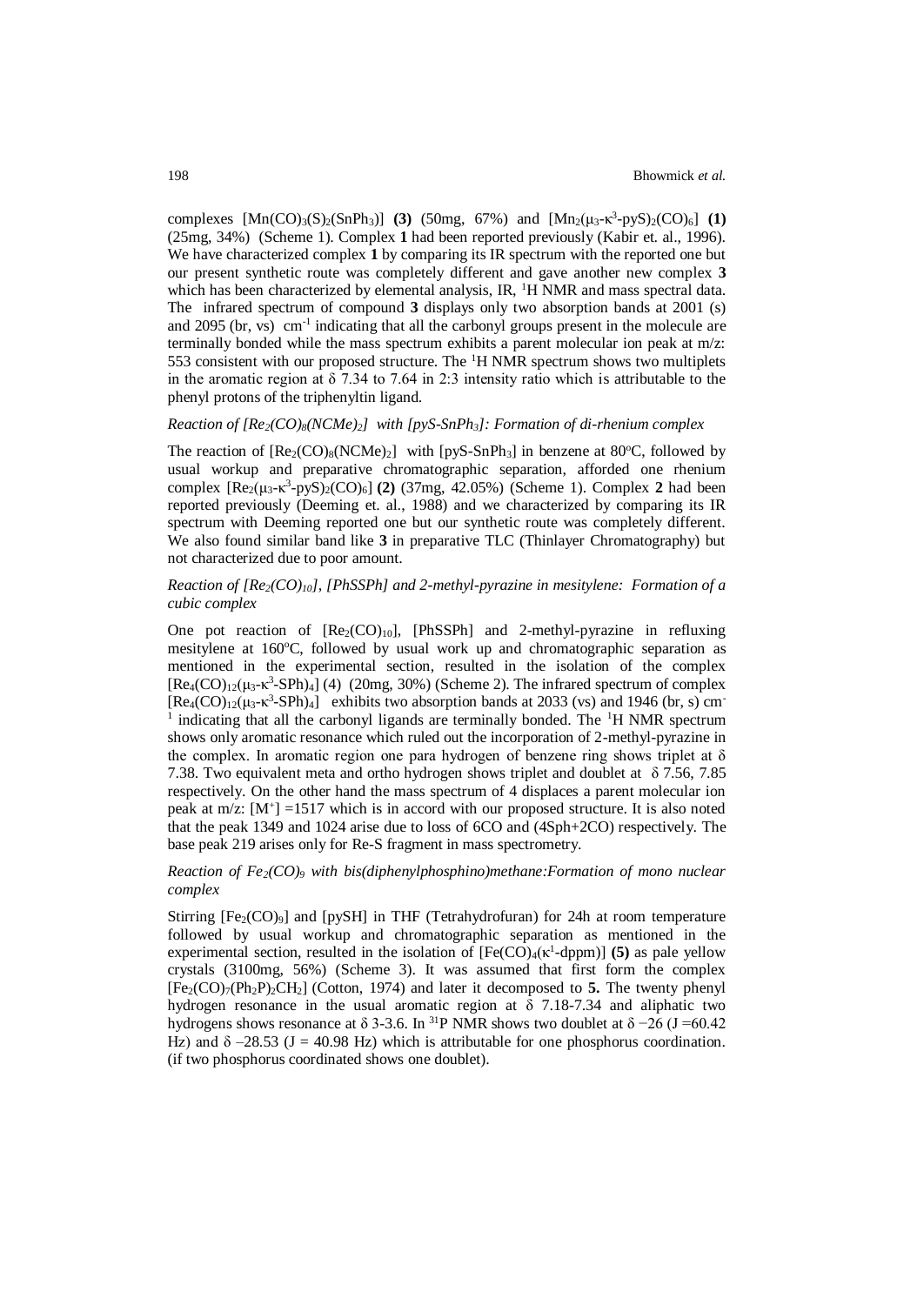complexes $[Mn(CO)_3(S)_2(SnPh_3)]$ **(3)** (50mg, 67%) and $[Mn_2(\mu_3\text{-}\kappa^3\text{-}pyS)_2(CO)_6]$ **(1)** (25mg, 34%) (Scheme 1). Complex **1** had been reported previously (Kabir et. al., 1996). We have characterized complex **1** by comparing its IR spectrum with the reported one but our present synthetic route was completely different and gave another new complex **3** which has been characterized by elemental analysis, IR, $^1H$ NMR and mass spectral data. The infrared spectrum of compound **3** displays only two absorption bands at 2001 (s) and 2095 (br, vs) $cm^{-1}$ indicating that all the carbonyl groups present in the molecule are terminally bonded while the mass spectrum exhibits a parent molecular ion peak at m/z: 553 consistent with our proposed structure. The $^1H$ NMR spectrum shows two multiplets in the aromatic region at $\delta$ 7.34 to 7.64 in 2:3 intensity ratio which is attributable to the phenyl protons of the triphenyltin ligand.

*Reaction of $[Re_2(CO)_8(NCMe)_2]$ with $[pyS\text{-}SnPh_3]$: Formation of di-rhenium complex*

The reaction of $[Re_2(CO)_8(NCMe)_2]$ with $[pyS\text{-}SnPh_3]$ in benzene at 80°C, followed by usual workup and preparative chromatographic separation, afforded one rhenium complex $[Re_2(\mu_3\text{-}\kappa^3\text{-}pyS)_2(CO)_6]$ **(2)** (37mg, 42.05%) (Scheme 1). Complex **2** had been reported previously (Deeming et. al., 1988) and we characterized by comparing its IR spectrum with Deeming reported one but our synthetic route was completely different. We also found similar band like **3** in preparative TLC (Thinlayer Chromatography) but not characterized due to poor amount.

*Reaction of $[Re_2(CO)_{10}]$, [PhSSPh] and 2-methyl-pyrazine in mesitylene: Formation of a cubic complex*

One pot reaction of $[Re_2(CO)_{10}]$, [PhSSPh] and 2-methyl-pyrazine in refluxing mesitylene at 160°C, followed by usual work up and chromatographic separation as mentioned in the experimental section, resulted in the isolation of the complex $[Re_4(CO)_{12}(\mu_3\text{-}\kappa^3\text{-}SPh)_4]$ (4) (20mg, 30%) (Scheme 2). The infrared spectrum of complex $[Re_4(CO)_{12}(\mu_3\text{-}\kappa^3\text{-}SPh)_4]$ exhibits two absorption bands at 2033 (vs) and 1946 (br, s) $cm^{-1}$ indicating that all the carbonyl ligands are terminally bonded. The $^1H$ NMR spectrum shows only aromatic resonance which ruled out the incorporation of 2-methyl-pyrazine in the complex. In aromatic region one para hydrogen of benzene ring shows triplet at $\delta$ 7.38. Two equivalent meta and ortho hydrogen shows triplet and doublet at $\delta$ 7.56, 7.85 respectively. On the other hand the mass spectrum of 4 displaces a parent molecular ion peak at m/z: $[M^+]$ =1517 which is in accord with our proposed structure. It is also noted that the peak 1349 and 1024 arise due to loss of 6CO and (4Sph+2CO) respectively. The base peak 219 arises only for Re-S fragment in mass spectrometry.

*Reaction of $Fe_2(CO)_9$ with bis(diphenylphosphino)methane:Formation of mono nuclear complex*

Stirring $[Fe_2(CO)_9]$ and [pySH] in THF (Tetrahydrofuran) for 24h at room temperature followed by usual workup and chromatographic separation as mentioned in the experimental section, resulted in the isolation of $[Fe(CO)_4(\kappa^1\text{-dppm})]$ **(5)** as pale yellow crystals (3100mg, 56%) (Scheme 3). It was assumed that first form the complex $[Fe_2(CO)_7(Ph_2P)_2CH_2]$ (Cotton, 1974) and later it decomposed to **5.** The twenty phenyl hydrogen resonance in the usual aromatic region at $\delta$ 7.18-7.34 and aliphatic two hydrogens shows resonance at $\delta$ 3-3.6. In $^{31}P$ NMR shows two doublet at $\delta$ −26 (J =60.42 Hz) and $\delta$ –28.53 (J = 40.98 Hz) which is attributable for one phosphorus coordination. (if two phosphorus coordinated shows one doublet).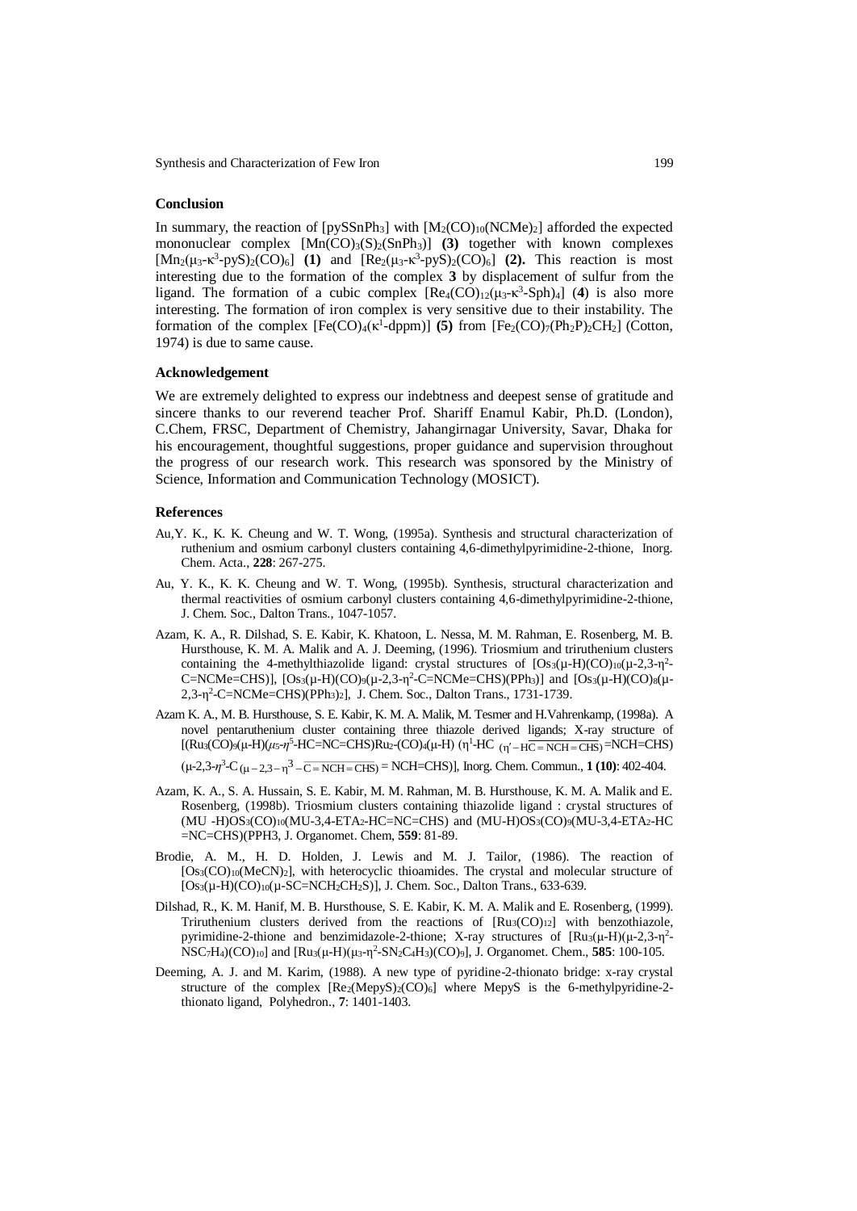## Conclusion

In summary, the reaction of [pySSnPh$_3$] with [$M_2(CO)_{10}(NCMe)_2$] afforded the expected mononuclear complex [$Mn(CO)_3(S)_2(SnPh_3)$] **(3)** together with known complexes [$Mn_2(\mu_3$-$\kappa^3$-pyS$)_2(CO)_6$] **(1)** and [$Re_2(\mu_3$-$\kappa^3$-pyS$)_2(CO)_6$] **(2).** This reaction is most interesting due to the formation of the complex **3** by displacement of sulfur from the ligand. The formation of a cubic complex [$Re_4(CO)_{12}(\mu_3$-$\kappa^3$-Sph$)_4$] (**4**) is also more interesting. The formation of iron complex is very sensitive due to their instability. The formation of the complex [$Fe(CO)_4(\kappa^1$-dppm)] **(5)** from [$Fe_2(CO)_7(Ph_2P)_2CH_2$] (Cotton, 1974) is due to same cause.

## Acknowledgement

We are extremely delighted to express our indebtness and deepest sense of gratitude and sincere thanks to our reverend teacher Prof. Shariff Enamul Kabir, Ph.D. (London), C.Chem, FRSC, Department of Chemistry, Jahangirnagar University, Savar, Dhaka for his encouragement, thoughtful suggestions, proper guidance and supervision throughout the progress of our research work. This research was sponsored by the Ministry of Science, Information and Communication Technology (MOSICT).

## References

Au,Y. K., K. K. Cheung and W. T. Wong, (1995a). Synthesis and structural characterization of ruthenium and osmium carbonyl clusters containing 4,6-dimethylpyrimidine-2-thione, Inorg. Chem. Acta., **228**: 267-275.

Au, Y. K., K. K. Cheung and W. T. Wong, (1995b). Synthesis, structural characterization and thermal reactivities of osmium carbonyl clusters containing 4,6-dimethylpyrimidine-2-thione, J. Chem. Soc., Dalton Trans., 1047-1057.

Azam, K. A., R. Dilshad, S. E. Kabir, K. Khatoon, L. Nessa, M. M. Rahman, E. Rosenberg, M. B. Hursthouse, K. M. A. Malik and A. J. Deeming, (1996). Triosmium and triruthenium clusters containing the 4-methylthiazolide ligand: crystal structures of [$Os_3(\mu$-H)(CO)$_{10}(\mu$-2,3-$\eta^2$-C=NCMe=CHS)], [$Os_3(\mu$-H)(CO)$_9(\mu$-2,3-$\eta^2$-C=NCMe=CHS)(PPh$_3$)] and [$Os_3(\mu$-H)(CO)$_8(\mu$-2,3-$\eta^2$-C=NCMe=CHS)(PPh$_3)_2$], J. Chem. Soc., Dalton Trans., 1731-1739.

Azam K. A., M. B. Hursthouse, S. E. Kabir, K. M. A. Malik, M. Tesmer and H.Vahrenkamp, (1998a). A novel pentaruthenium cluster containing three thiazole derived ligands; X-ray structure of [(Ru$_3$(CO)$_9$($\mu$-H)($\mu_5$-$\eta^5$-HC=NC=CHS)Ru$_2$-(CO)$_4$($\mu$-H) ($\eta^1$-HC $_{(\eta'-\overline{HC=NCH=CHS})}$=NCH=CHS) ($\mu$-2,3-$\eta^3$-C$_{(\mu-2,3-\eta^3-\overline{C=NCH=CHS})}$= NCH=CHS)], Inorg. Chem. Commun., **1 (10)**: 402-404.

Azam, K. A., S. A. Hussain, S. E. Kabir, M. M. Rahman, M. B. Hursthouse, K. M. A. Malik and E. Rosenberg, (1998b). Triosmium clusters containing thiazolide ligand : crystal structures of (MU -H)OS$_3$(CO)$_{10}$(MU-3,4-ETA$_2$-HC=NC=CHS) and (MU-H)OS$_3$(CO)$_9$(MU-3,4-ETA$_2$-HC =NC=CHS)(PPH3, J. Organomet. Chem, **559**: 81-89.

Brodie, A. M., H. D. Holden, J. Lewis and M. J. Tailor, (1986). The reaction of [$Os_3(CO)_{10}(MeCN)_2$], with heterocyclic thioamides. The crystal and molecular structure of [$Os_3(\mu$-H)(CO)$_{10}(\mu$-SC=NCH$_2$CH$_2$S)], J. Chem. Soc., Dalton Trans., 633-639.

Dilshad, R., K. M. Hanif, M. B. Hursthouse, S. E. Kabir, K. M. A. Malik and E. Rosenberg, (1999). Triruthenium clusters derived from the reactions of [$Ru_3(CO)_{12}$] with benzothiazole, pyrimidine-2-thione and benzimidazole-2-thione; X-ray structures of [$Ru_3(\mu$-H)($\mu$-2,3-$\eta^2$-NSC$_7$H$_4$)(CO)$_{10}$] and [$Ru_3(\mu$-H)($\mu_3$-$\eta^2$-SN$_2$C$_4$H$_3$)(CO)$_9$], J. Organomet. Chem., **585**: 100-105.

Deeming, A. J. and M. Karim, (1988). A new type of pyridine-2-thionato bridge: x-ray crystal structure of the complex [$Re_2(MepyS)_2(CO)_6$] where MepyS is the 6-methylpyridine-2-thionato ligand, Polyhedron., **7**: 1401-1403.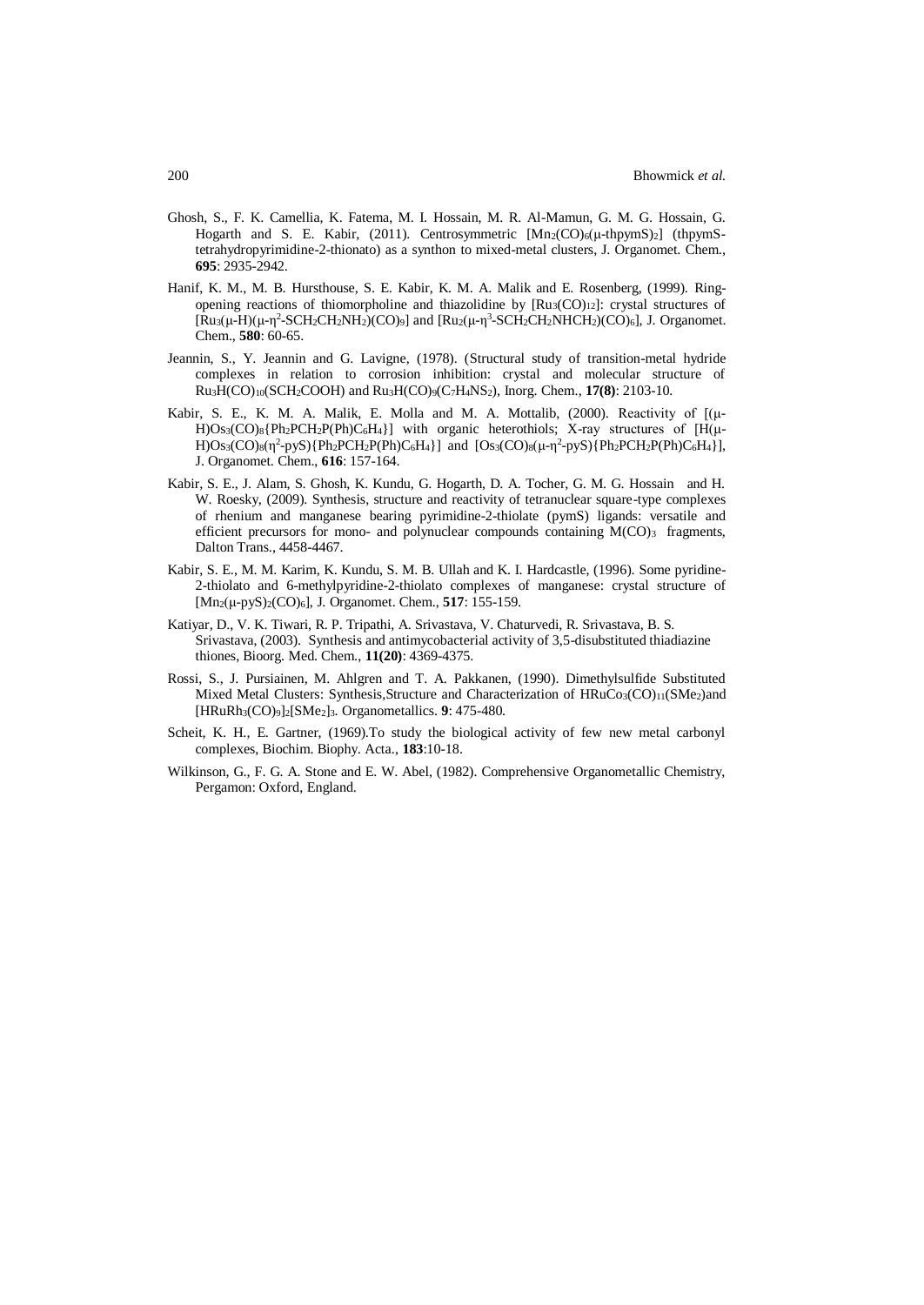Ghosh, S., F. K. Camellia, K. Fatema, M. I. Hossain, M. R. Al-Mamun, G. M. G. Hossain, G. Hogarth and S. E. Kabir, (2011). Centrosymmetric $[Mn_2(CO)_6(\mu\text{-thpymS})_2]$ (thpymS-tetrahydropyrimidine-2-thionato) as a synthon to mixed-metal clusters, J. Organomet. Chem., **695**: 2935-2942.

Hanif, K. M., M. B. Hursthouse, S. E. Kabir, K. M. A. Malik and E. Rosenberg, (1999). Ring-opening reactions of thiomorpholine and thiazolidine by $[Ru_3(CO)_{12}]$: crystal structures of $[Ru_3(\mu\text{-H})(\mu\text{-}\eta^2\text{-}SCH_2CH_2NH_2)(CO)_9]$ and $[Ru_2(\mu\text{-}\eta^3\text{-}SCH_2CH_2NHCH_2)(CO)_6]$, J. Organomet. Chem., **580**: 60-65.

Jeannin, S., Y. Jeannin and G. Lavigne, (1978). (Structural study of transition-metal hydride complexes in relation to corrosion inhibition: crystal and molecular structure of $Ru_3H(CO)_{10}(SCH_2COOH)$ and $Ru_3H(CO)_9(C_7H_4NS_2)$, Inorg. Chem., **17(8)**: 2103-10.

Kabir, S. E., K. M. A. Malik, E. Molla and M. A. Mottalib, (2000). Reactivity of $[(\mu\text{-H})Os_3(CO)_8\{Ph_2PCH_2P(Ph)C_6H_4\}]$ with organic heterothiols; X-ray structures of $[H(\mu\text{-H})Os_3(CO)_8(\eta^2\text{-pyS})\{Ph_2PCH_2P(Ph)C_6H_4\}]$ and $[Os_3(CO)_8(\mu\text{-}\eta^2\text{-pyS})\{Ph_2PCH_2P(Ph)C_6H_4\}]$, J. Organomet. Chem., **616**: 157-164.

Kabir, S. E., J. Alam, S. Ghosh, K. Kundu, G. Hogarth, D. A. Tocher, G. M. G. Hossain and H. W. Roesky, (2009). Synthesis, structure and reactivity of tetranuclear square-type complexes of rhenium and manganese bearing pyrimidine-2-thiolate (pymS) ligands: versatile and efficient precursors for mono- and polynuclear compounds containing $M(CO)_3$ fragments, Dalton Trans., 4458-4467.

Kabir, S. E., M. M. Karim, K. Kundu, S. M. B. Ullah and K. I. Hardcastle, (1996). Some pyridine-2-thiolato and 6-methylpyridine-2-thiolato complexes of manganese: crystal structure of $[Mn_2(\mu\text{-pyS})_2(CO)_6]$, J. Organomet. Chem., **517**: 155-159.

Katiyar, D., V. K. Tiwari, R. P. Tripathi, A. Srivastava, V. Chaturvedi, R. Srivastava, B. S. Srivastava, (2003). Synthesis and antimycobacterial activity of 3,5-disubstituted thiadiazine thiones, Bioorg. Med. Chem., **11(20)**: 4369-4375.

Rossi, S., J. Pursiainen, M. Ahlgren and T. A. Pakkanen, (1990). Dimethylsulfide Substituted Mixed Metal Clusters: Synthesis,Structure and Characterization of $HRuCo_3(CO)_{11}(SMe_2)$and $[HRuRh_3(CO)_9]_2[SMe_2]_3$. Organometallics. **9**: 475-480.

Scheit, K. H., E. Gartner, (1969).To study the biological activity of few new metal carbonyl complexes, Biochim. Biophy. Acta., **183**:10-18.

Wilkinson, G., F. G. A. Stone and E. W. Abel, (1982). Comprehensive Organometallic Chemistry, Pergamon: Oxford, England.